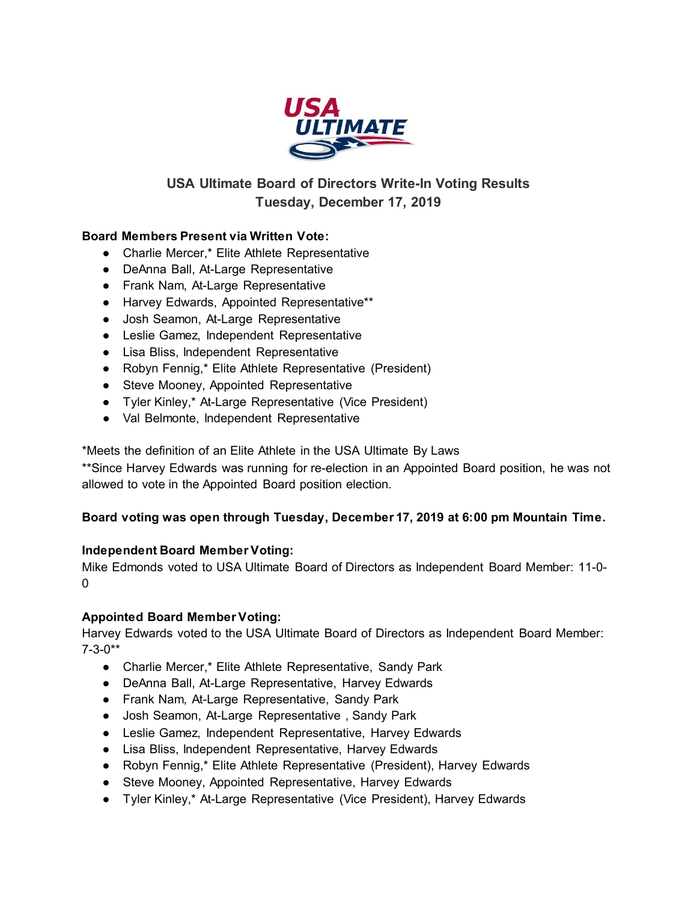# USA Ultimate Board of Directors Write-In Voting Results

## Tuesday, December 17, 2019

**Board Members Present via Written Vote:**

- Charlie Mercer,* Elite Athlete Representative
- DeAnna Ball, At-Large Representative
- Frank Nam, At-Large Representative
- Harvey Edwards, Appointed Representative**
- Josh Seamon, At-Large Representative
- Leslie Gamez, Independent Representative
- Lisa Bliss, Independent Representative
- Robyn Fennig,* Elite Athlete Representative (President)
- Steve Mooney, Appointed Representative
- Tyler Kinley,* At-Large Representative (Vice President)
- Val Belmonte, Independent Representative

*Meets the definition of an Elite Athlete in the USA Ultimate By Laws

**Since Harvey Edwards was running for re-election in an Appointed Board position, he was not allowed to vote in the Appointed Board position election.

**Board voting was open through Tuesday, December 17, 2019 at 6:00 pm Mountain Time.**

**Independent Board Member Voting:**

Mike Edmonds voted to USA Ultimate Board of Directors as Independent Board Member: 11-0-0

**Appointed Board Member Voting:**

Harvey Edwards voted to the USA Ultimate Board of Directors as Independent Board Member: 7-3-0**

- Charlie Mercer,* Elite Athlete Representative, Sandy Park
- DeAnna Ball, At-Large Representative, Harvey Edwards
- Frank Nam, At-Large Representative, Sandy Park
- Josh Seamon, At-Large Representative , Sandy Park
- Leslie Gamez, Independent Representative, Harvey Edwards
- Lisa Bliss, Independent Representative, Harvey Edwards
- Robyn Fennig,* Elite Athlete Representative (President), Harvey Edwards
- Steve Mooney, Appointed Representative, Harvey Edwards
- Tyler Kinley,* At-Large Representative (Vice President), Harvey Edwards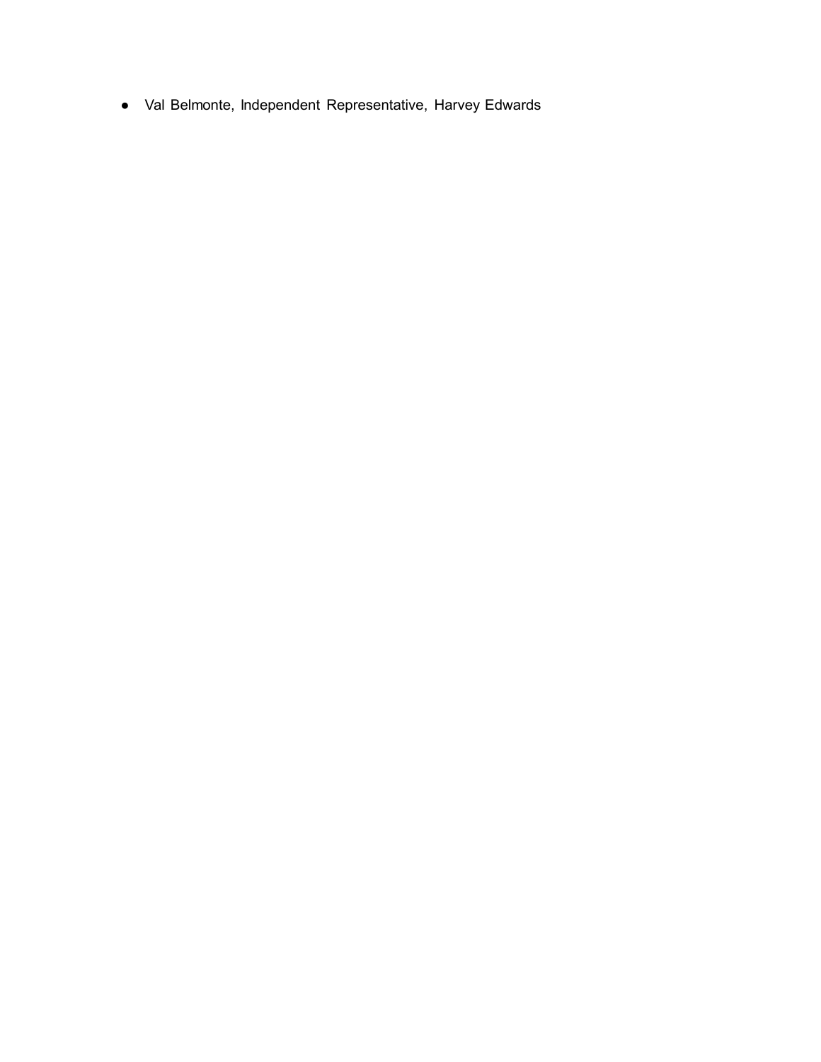- Val Belmonte, Independent Representative, Harvey Edwards